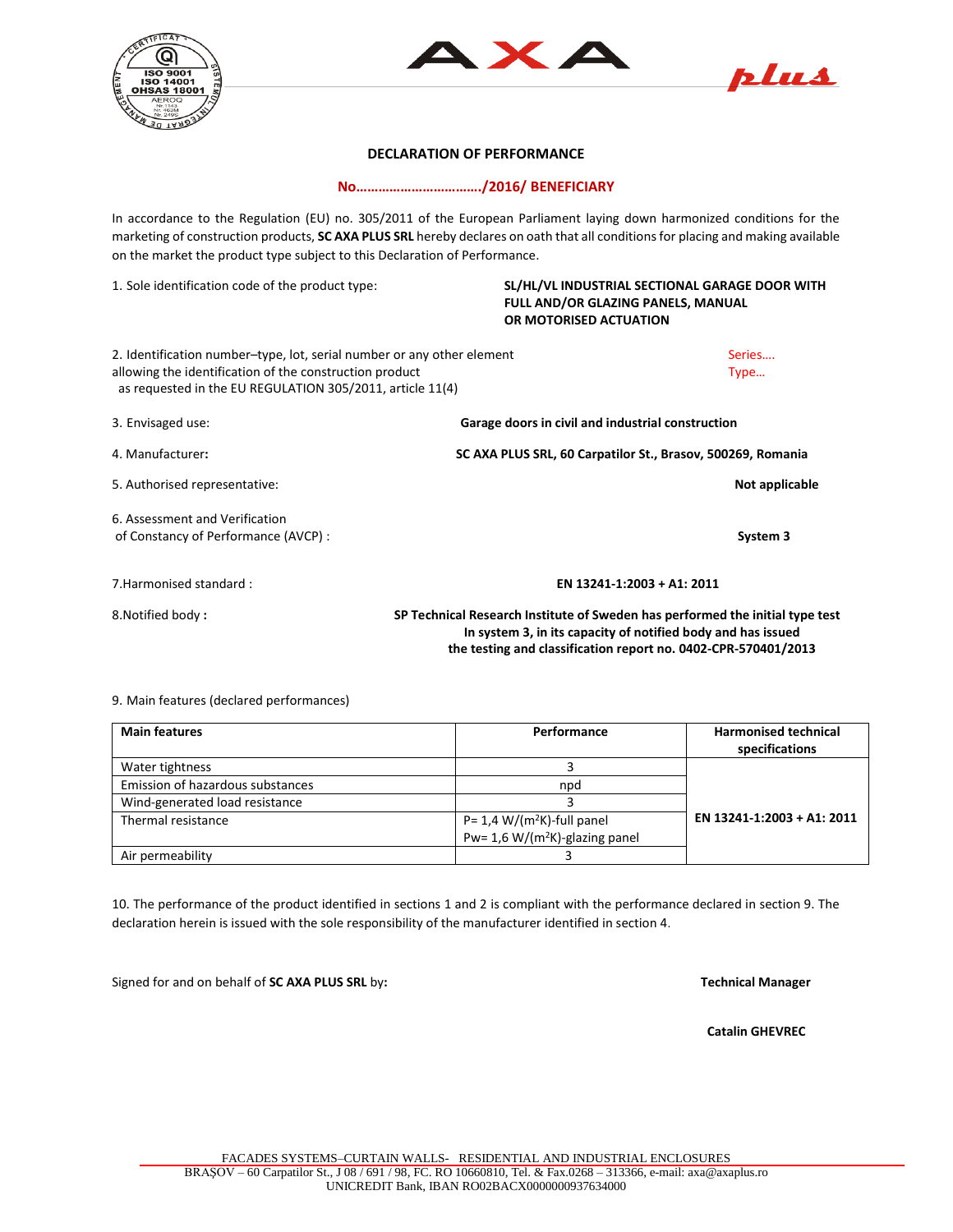# DECLARATION OF PERFORMANCE

## No……………………………./2016/ BENEFICIARY

In accordance to the Regulation (EU) no. 305/2011 of the European Parliament laying down harmonized conditions for the marketing of construction products, **SC AXA PLUS SRL** hereby declares on oath that all conditions for placing and making available on the market the product type subject to this Declaration of Performance.

1. Sole identification code of the product type: **SL/HL/VL INDUSTRIAL SECTIONAL GARAGE DOOR WITH FULL AND/OR GLAZING PANELS, MANUAL OR MOTORISED ACTUATION**

2. Identification number–type, lot, serial number or any other element allowing the identification of the construction product as requested in the EU REGULATION 305/2011, article 11(4): Series…. Type…

3. Envisaged use: **Garage doors in civil and industrial construction**

4. Manufacturer**:** **SC AXA PLUS SRL, 60 Carpatilor St., Brasov, 500269, Romania**

5. Authorised representative: **Not applicable**

6. Assessment and Verification of Constancy of Performance (AVCP) : **System 3**

7. Harmonised standard : **EN 13241-1:2003 + A1: 2011**

8. Notified body **:** **SP Technical Research Institute of Sweden has performed the initial type test In system 3, in its capacity of notified body and has issued the testing and classification report no. 0402-CPR-570401/2013**

9. Main features (declared performances)

| Main features | Performance | Harmonised technical specifications |
|---|---|---|
| Water tightness | 3 | EN 13241-1:2003 + A1: 2011 |
| Emission of hazardous substances | npd | |
| Wind-generated load resistance | 3 | |
| Thermal resistance | P= 1,4 W/(m$^2$K)-full panel<br>Pw= 1,6 W/(m$^2$K)-glazing panel | |
| Air permeability | 3 | |

10. The performance of the product identified in sections 1 and 2 is compliant with the performance declared in section 9. The declaration herein is issued with the sole responsibility of the manufacturer identified in section 4.

Signed for and on behalf of **SC AXA PLUS SRL** by**:**

**Technical Manager**

**Catalin GHEVREC**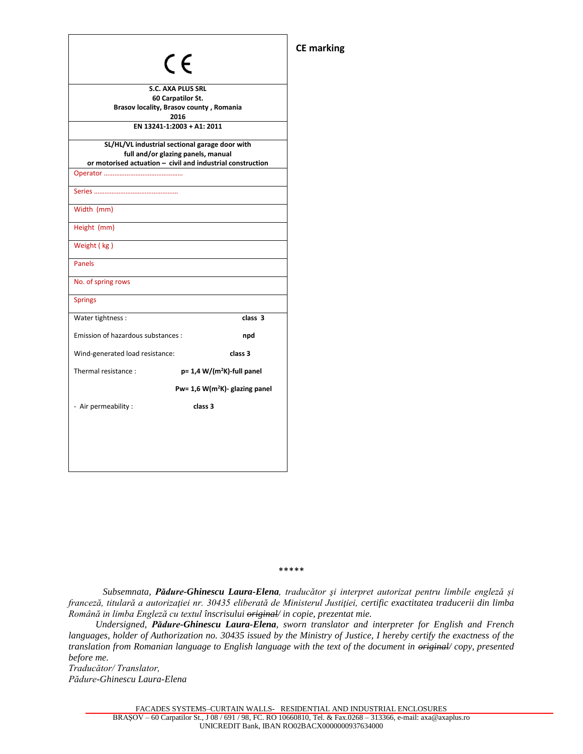**CE marking**

| CE |
|---|
| **S.C. AXA PLUS SRL**<br>**60 Carpatilor St.**<br>**Brasov locality, Brasov county , Romania**<br>**2016** |
| **EN 13241-1:2003 + A1: 2011** |
| **SL/HL/VL industrial sectional garage door with full and/or glazing panels, manual or motorised actuation – civil and industrial construction** |
| Operator ……………………………………… |
| Series ………………………………………… |
| Width (mm) |
| Height (mm) |
| Weight ( kg ) |
| Panels |
| No. of spring rows |
| Springs |
| Water tightness : **class 3** |
| Emission of hazardous substances : **npd** |
| Wind-generated load resistance: **class 3** |
| Thermal resistance : **p= 1,4 W/(m²K)-full panel** |
| **Pw= 1,6 W(m²K)- glazing panel** |
| - Air permeability : **class 3** |

\*\*\*\*\*

*Subsemnata, **Pădure-Ghinescu Laura-Elena**, traducător şi interpret autorizat pentru limbile engleză şi franceză, titulară a autorizaţiei nr. 30435 eliberată de Ministerul Justiţiei, certific exactitatea traducerii din limba Română in limba Engleză cu textul înscrisului ~~original~~/ in copie, prezentat mie.*

*Undersigned, **Pădure-Ghinescu Laura-Elena**, sworn translator and interpreter for English and French languages, holder of Authorization no. 30435 issued by the Ministry of Justice, I hereby certify the exactness of the translation from Romanian language to English language with the text of the document in ~~original~~/ copy, presented before me.*

*Traducător/ Translator,*

*Pădure-Ghinescu Laura-Elena*

FACADES SYSTEMS–CURTAIN WALLS- RESIDENTIAL AND INDUSTRIAL ENCLOSURES
BRAȘOV – 60 Carpatilor St., J 08 / 691 / 98, FC. RO 10660810, Tel. & Fax.0268 – 313366, e-mail: axa@axaplus.ro
UNICREDIT Bank, IBAN RO02BACX0000000937634000